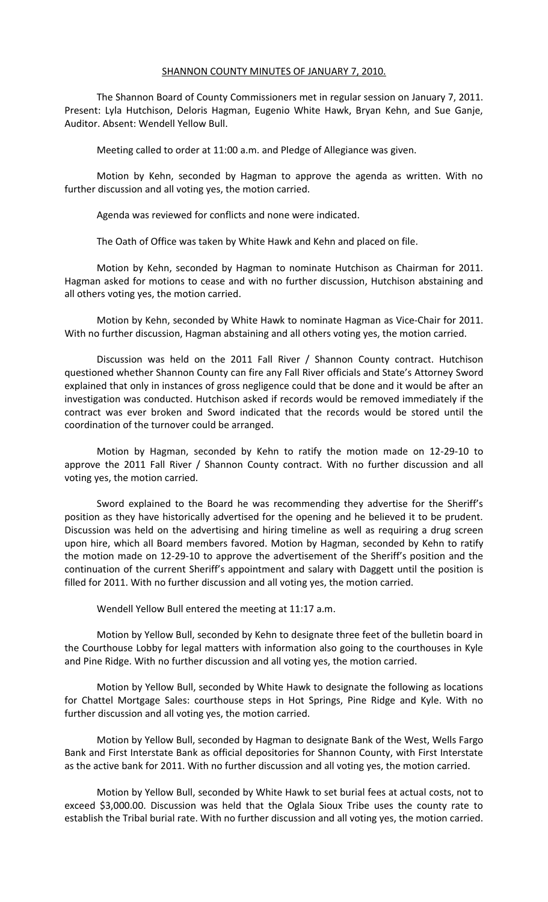SHANNON COUNTY MINUTES OF JANUARY 7, 2010.

The Shannon Board of County Commissioners met in regular session on January 7, 2011. Present: Lyla Hutchison, Deloris Hagman, Eugenio White Hawk, Bryan Kehn, and Sue Ganje, Auditor. Absent: Wendell Yellow Bull.

Meeting called to order at 11:00 a.m. and Pledge of Allegiance was given.

Motion by Kehn, seconded by Hagman to approve the agenda as written. With no further discussion and all voting yes, the motion carried.

Agenda was reviewed for conflicts and none were indicated.

The Oath of Office was taken by White Hawk and Kehn and placed on file.

Motion by Kehn, seconded by Hagman to nominate Hutchison as Chairman for 2011. Hagman asked for motions to cease and with no further discussion, Hutchison abstaining and all others voting yes, the motion carried.

Motion by Kehn, seconded by White Hawk to nominate Hagman as Vice-Chair for 2011. With no further discussion, Hagman abstaining and all others voting yes, the motion carried.

Discussion was held on the 2011 Fall River / Shannon County contract. Hutchison questioned whether Shannon County can fire any Fall River officials and State's Attorney Sword explained that only in instances of gross negligence could that be done and it would be after an investigation was conducted. Hutchison asked if records would be removed immediately if the contract was ever broken and Sword indicated that the records would be stored until the coordination of the turnover could be arranged.

Motion by Hagman, seconded by Kehn to ratify the motion made on 12-29-10 to approve the 2011 Fall River / Shannon County contract. With no further discussion and all voting yes, the motion carried.

Sword explained to the Board he was recommending they advertise for the Sheriff's position as they have historically advertised for the opening and he believed it to be prudent. Discussion was held on the advertising and hiring timeline as well as requiring a drug screen upon hire, which all Board members favored. Motion by Hagman, seconded by Kehn to ratify the motion made on 12-29-10 to approve the advertisement of the Sheriff's position and the continuation of the current Sheriff's appointment and salary with Daggett until the position is filled for 2011. With no further discussion and all voting yes, the motion carried.

Wendell Yellow Bull entered the meeting at 11:17 a.m.

Motion by Yellow Bull, seconded by Kehn to designate three feet of the bulletin board in the Courthouse Lobby for legal matters with information also going to the courthouses in Kyle and Pine Ridge. With no further discussion and all voting yes, the motion carried.

Motion by Yellow Bull, seconded by White Hawk to designate the following as locations for Chattel Mortgage Sales: courthouse steps in Hot Springs, Pine Ridge and Kyle. With no further discussion and all voting yes, the motion carried.

Motion by Yellow Bull, seconded by Hagman to designate Bank of the West, Wells Fargo Bank and First Interstate Bank as official depositories for Shannon County, with First Interstate as the active bank for 2011. With no further discussion and all voting yes, the motion carried.

Motion by Yellow Bull, seconded by White Hawk to set burial fees at actual costs, not to exceed $3,000.00. Discussion was held that the Oglala Sioux Tribe uses the county rate to establish the Tribal burial rate. With no further discussion and all voting yes, the motion carried.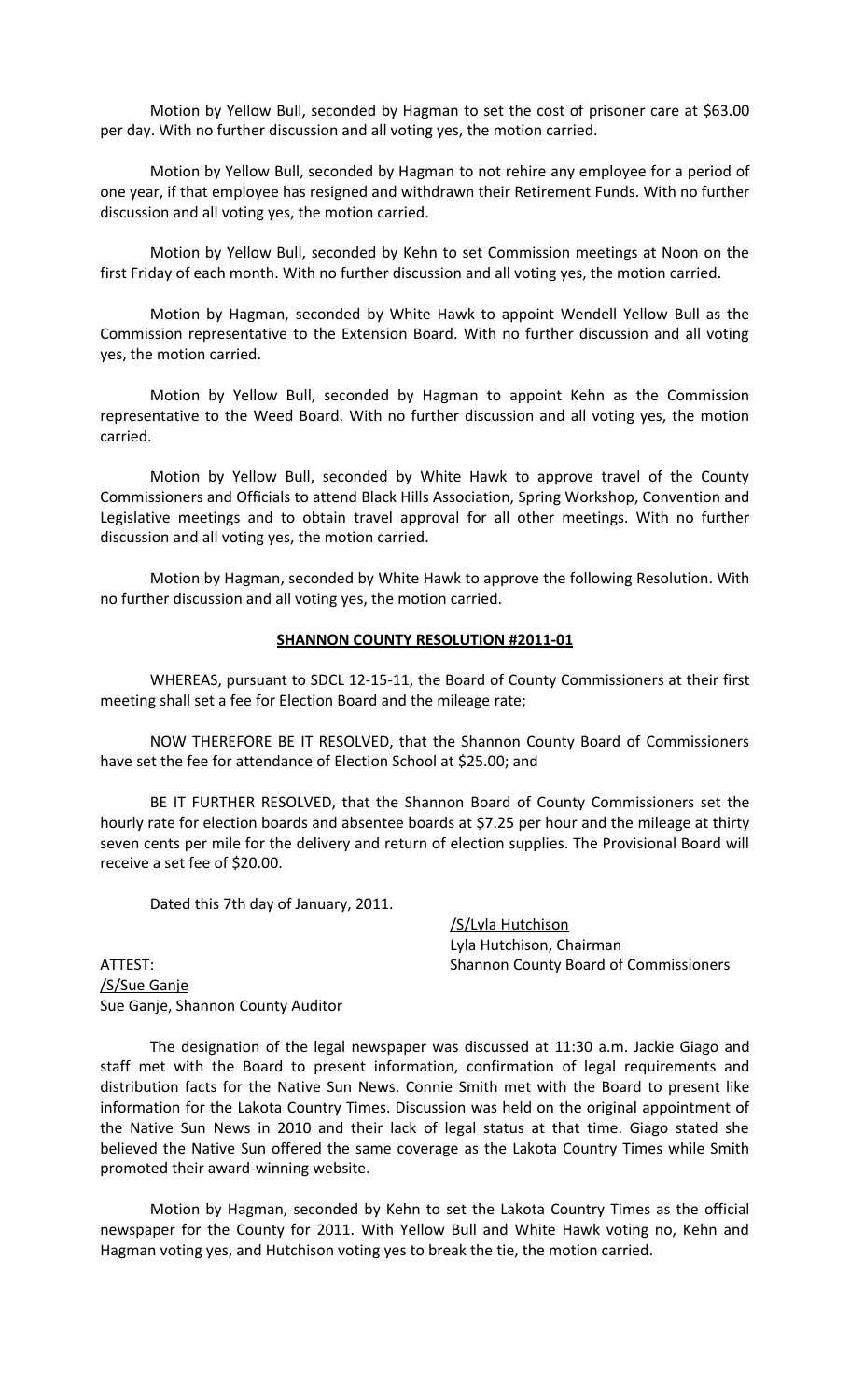Motion by Yellow Bull, seconded by Hagman to set the cost of prisoner care at $63.00 per day. With no further discussion and all voting yes, the motion carried.

Motion by Yellow Bull, seconded by Hagman to not rehire any employee for a period of one year, if that employee has resigned and withdrawn their Retirement Funds. With no further discussion and all voting yes, the motion carried.

Motion by Yellow Bull, seconded by Kehn to set Commission meetings at Noon on the first Friday of each month. With no further discussion and all voting yes, the motion carried.

Motion by Hagman, seconded by White Hawk to appoint Wendell Yellow Bull as the Commission representative to the Extension Board. With no further discussion and all voting yes, the motion carried.

Motion by Yellow Bull, seconded by Hagman to appoint Kehn as the Commission representative to the Weed Board. With no further discussion and all voting yes, the motion carried.

Motion by Yellow Bull, seconded by White Hawk to approve travel of the County Commissioners and Officials to attend Black Hills Association, Spring Workshop, Convention and Legislative meetings and to obtain travel approval for all other meetings. With no further discussion and all voting yes, the motion carried.

Motion by Hagman, seconded by White Hawk to approve the following Resolution. With no further discussion and all voting yes, the motion carried.

**SHANNON COUNTY RESOLUTION #2011-01**

WHEREAS, pursuant to SDCL 12-15-11, the Board of County Commissioners at their first meeting shall set a fee for Election Board and the mileage rate;

NOW THEREFORE BE IT RESOLVED, that the Shannon County Board of Commissioners have set the fee for attendance of Election School at $25.00; and

BE IT FURTHER RESOLVED, that the Shannon Board of County Commissioners set the hourly rate for election boards and absentee boards at $7.25 per hour and the mileage at thirty seven cents per mile for the delivery and return of election supplies. The Provisional Board will receive a set fee of $20.00.

Dated this 7th day of January, 2011.

/S/Lyla Hutchison
Lyla Hutchison, Chairman
Shannon County Board of Commissioners

ATTEST:
/S/Sue Ganje
Sue Ganje, Shannon County Auditor

The designation of the legal newspaper was discussed at 11:30 a.m. Jackie Giago and staff met with the Board to present information, confirmation of legal requirements and distribution facts for the Native Sun News. Connie Smith met with the Board to present like information for the Lakota Country Times. Discussion was held on the original appointment of the Native Sun News in 2010 and their lack of legal status at that time. Giago stated she believed the Native Sun offered the same coverage as the Lakota Country Times while Smith promoted their award-winning website.

Motion by Hagman, seconded by Kehn to set the Lakota Country Times as the official newspaper for the County for 2011. With Yellow Bull and White Hawk voting no, Kehn and Hagman voting yes, and Hutchison voting yes to break the tie, the motion carried.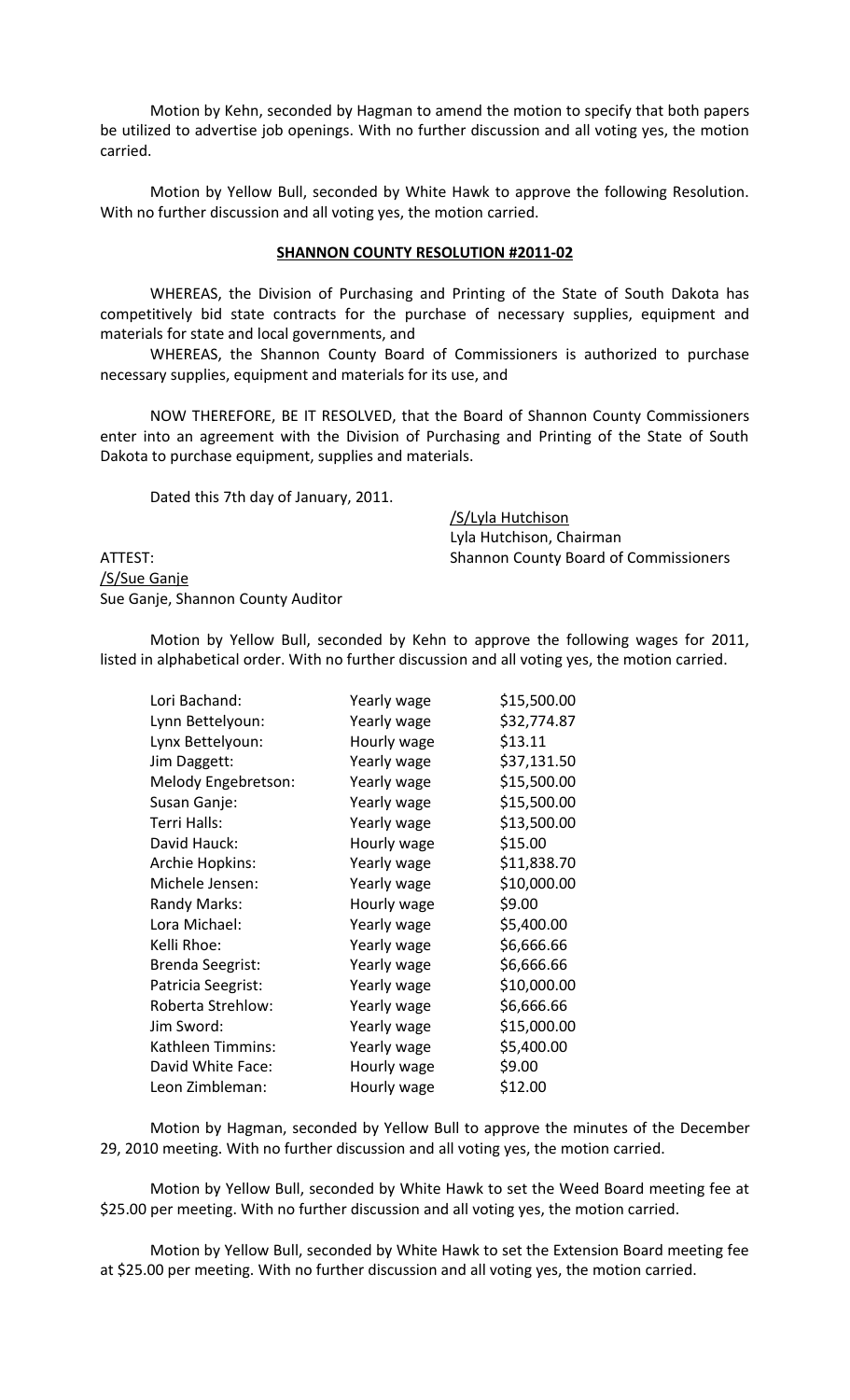Motion by Kehn, seconded by Hagman to amend the motion to specify that both papers be utilized to advertise job openings. With no further discussion and all voting yes, the motion carried.

Motion by Yellow Bull, seconded by White Hawk to approve the following Resolution. With no further discussion and all voting yes, the motion carried.

**SHANNON COUNTY RESOLUTION #2011-02**

WHEREAS, the Division of Purchasing and Printing of the State of South Dakota has competitively bid state contracts for the purchase of necessary supplies, equipment and materials for state and local governments, and

WHEREAS, the Shannon County Board of Commissioners is authorized to purchase necessary supplies, equipment and materials for its use, and

NOW THEREFORE, BE IT RESOLVED, that the Board of Shannon County Commissioners enter into an agreement with the Division of Purchasing and Printing of the State of South Dakota to purchase equipment, supplies and materials.

Dated this 7th day of January, 2011.

/S/Lyla Hutchison
Lyla Hutchison, Chairman
Shannon County Board of Commissioners

ATTEST:
/S/Sue Ganje
Sue Ganje, Shannon County Auditor

Motion by Yellow Bull, seconded by Kehn to approve the following wages for 2011, listed in alphabetical order. With no further discussion and all voting yes, the motion carried.

| | | |
|---|---|---|
| Lori Bachand: | Yearly wage | \$15,500.00 |
| Lynn Bettelyoun: | Yearly wage | \$32,774.87 |
| Lynx Bettelyoun: | Hourly wage | \$13.11 |
| Jim Daggett: | Yearly wage | \$37,131.50 |
| Melody Engebretson: | Yearly wage | \$15,500.00 |
| Susan Ganje: | Yearly wage | \$15,500.00 |
| Terri Halls: | Yearly wage | \$13,500.00 |
| David Hauck: | Hourly wage | \$15.00 |
| Archie Hopkins: | Yearly wage | \$11,838.70 |
| Michele Jensen: | Yearly wage | \$10,000.00 |
| Randy Marks: | Hourly wage | \$9.00 |
| Lora Michael: | Yearly wage | \$5,400.00 |
| Kelli Rhoe: | Yearly wage | \$6,666.66 |
| Brenda Seegrist: | Yearly wage | \$6,666.66 |
| Patricia Seegrist: | Yearly wage | \$10,000.00 |
| Roberta Strehlow: | Yearly wage | \$6,666.66 |
| Jim Sword: | Yearly wage | \$15,000.00 |
| Kathleen Timmins: | Yearly wage | \$5,400.00 |
| David White Face: | Hourly wage | \$9.00 |
| Leon Zimbleman: | Hourly wage | \$12.00 |

Motion by Hagman, seconded by Yellow Bull to approve the minutes of the December 29, 2010 meeting. With no further discussion and all voting yes, the motion carried.

Motion by Yellow Bull, seconded by White Hawk to set the Weed Board meeting fee at \$25.00 per meeting. With no further discussion and all voting yes, the motion carried.

Motion by Yellow Bull, seconded by White Hawk to set the Extension Board meeting fee at \$25.00 per meeting. With no further discussion and all voting yes, the motion carried.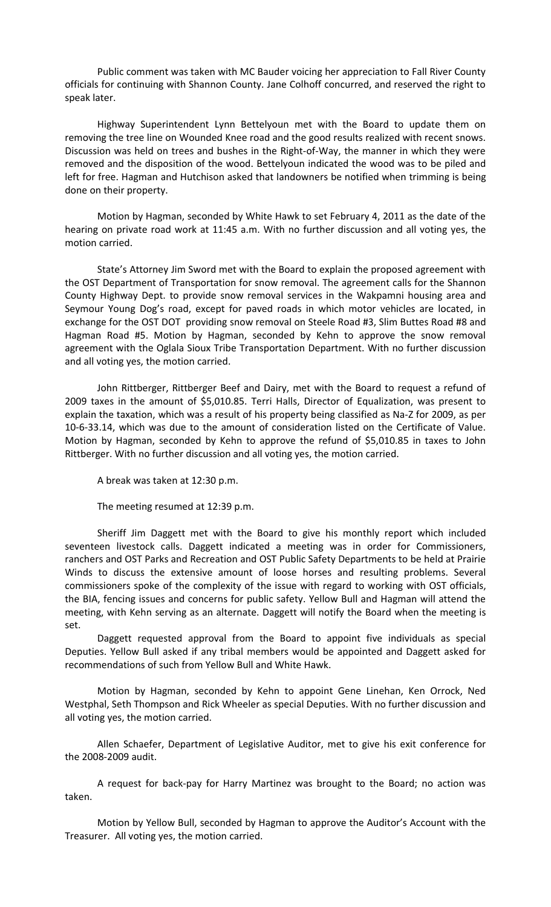Public comment was taken with MC Bauder voicing her appreciation to Fall River County officials for continuing with Shannon County. Jane Colhoff concurred, and reserved the right to speak later.

Highway Superintendent Lynn Bettelyoun met with the Board to update them on removing the tree line on Wounded Knee road and the good results realized with recent snows. Discussion was held on trees and bushes in the Right-of-Way, the manner in which they were removed and the disposition of the wood. Bettelyoun indicated the wood was to be piled and left for free. Hagman and Hutchison asked that landowners be notified when trimming is being done on their property.

Motion by Hagman, seconded by White Hawk to set February 4, 2011 as the date of the hearing on private road work at 11:45 a.m. With no further discussion and all voting yes, the motion carried.

State's Attorney Jim Sword met with the Board to explain the proposed agreement with the OST Department of Transportation for snow removal. The agreement calls for the Shannon County Highway Dept. to provide snow removal services in the Wakpamni housing area and Seymour Young Dog's road, except for paved roads in which motor vehicles are located, in exchange for the OST DOT providing snow removal on Steele Road #3, Slim Buttes Road #8 and Hagman Road #5. Motion by Hagman, seconded by Kehn to approve the snow removal agreement with the Oglala Sioux Tribe Transportation Department. With no further discussion and all voting yes, the motion carried.

John Rittberger, Rittberger Beef and Dairy, met with the Board to request a refund of 2009 taxes in the amount of $5,010.85. Terri Halls, Director of Equalization, was present to explain the taxation, which was a result of his property being classified as Na-Z for 2009, as per 10-6-33.14, which was due to the amount of consideration listed on the Certificate of Value. Motion by Hagman, seconded by Kehn to approve the refund of $5,010.85 in taxes to John Rittberger. With no further discussion and all voting yes, the motion carried.

A break was taken at 12:30 p.m.

The meeting resumed at 12:39 p.m.

Sheriff Jim Daggett met with the Board to give his monthly report which included seventeen livestock calls. Daggett indicated a meeting was in order for Commissioners, ranchers and OST Parks and Recreation and OST Public Safety Departments to be held at Prairie Winds to discuss the extensive amount of loose horses and resulting problems. Several commissioners spoke of the complexity of the issue with regard to working with OST officials, the BIA, fencing issues and concerns for public safety. Yellow Bull and Hagman will attend the meeting, with Kehn serving as an alternate. Daggett will notify the Board when the meeting is set.

Daggett requested approval from the Board to appoint five individuals as special Deputies. Yellow Bull asked if any tribal members would be appointed and Daggett asked for recommendations of such from Yellow Bull and White Hawk.

Motion by Hagman, seconded by Kehn to appoint Gene Linehan, Ken Orrock, Ned Westphal, Seth Thompson and Rick Wheeler as special Deputies. With no further discussion and all voting yes, the motion carried.

Allen Schaefer, Department of Legislative Auditor, met to give his exit conference for the 2008-2009 audit.

A request for back-pay for Harry Martinez was brought to the Board; no action was taken.

Motion by Yellow Bull, seconded by Hagman to approve the Auditor's Account with the Treasurer. All voting yes, the motion carried.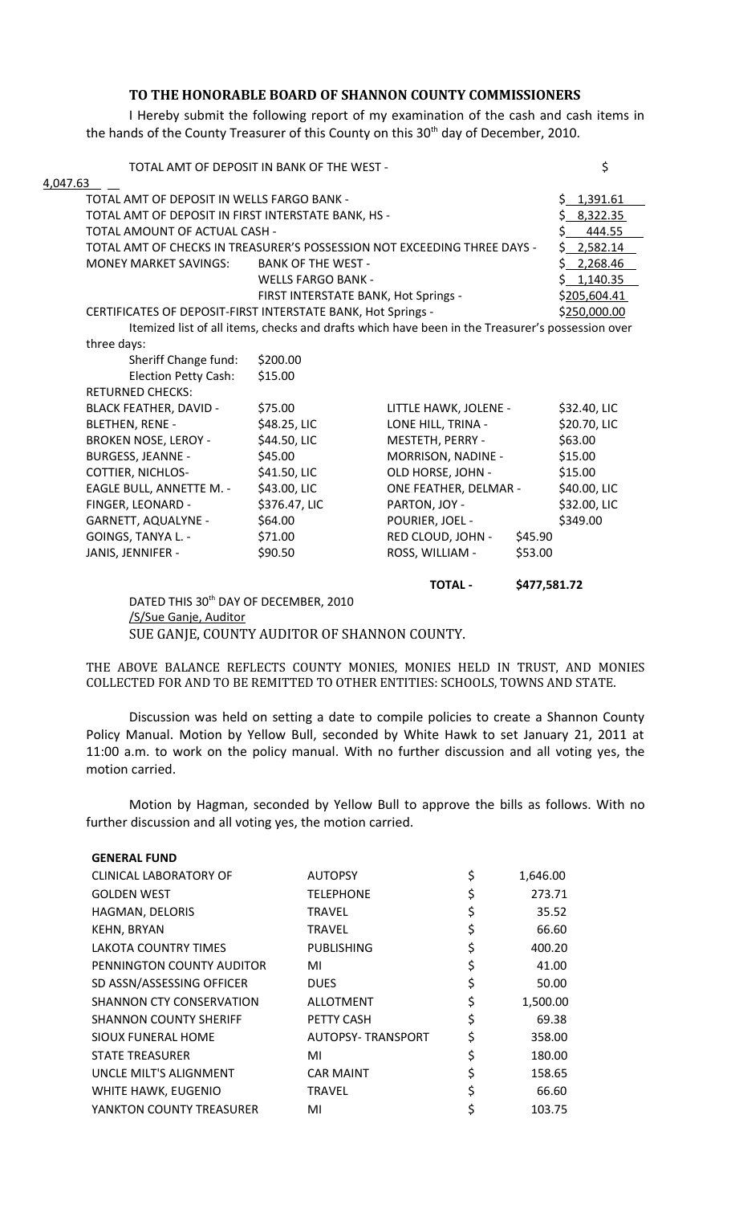### TO THE HONORABLE BOARD OF SHANNON COUNTY COMMISSIONERS

I Hereby submit the following report of my examination of the cash and cash items in the hands of the County Treasurer of this County on this 30th day of December, 2010.

| | | |
|---|---|---|
| TOTAL AMT OF DEPOSIT IN BANK OF THE WEST - | | $ 4,047.63 |
| TOTAL AMT OF DEPOSIT IN WELLS FARGO BANK - | | $ 1,391.61 |
| TOTAL AMT OF DEPOSIT IN FIRST INTERSTATE BANK, HS - | | $ 8,322.35 |
| TOTAL AMOUNT OF ACTUAL CASH - | | $ 444.55 |
| TOTAL AMT OF CHECKS IN TREASURER'S POSSESSION NOT EXCEEDING THREE DAYS - | | $ 2,582.14 |
| MONEY MARKET SAVINGS: | BANK OF THE WEST - | $ 2,268.46 |
| | WELLS FARGO BANK - | $ 1,140.35 |
| | FIRST INTERSTATE BANK, Hot Springs - | $205,604.41 |
| CERTIFICATES OF DEPOSIT-FIRST INTERSTATE BANK, Hot Springs - | | $250,000.00 |

Itemized list of all items, checks and drafts which have been in the Treasurer's possession over three days:

| | | | |
|---|---|---|---|
| Sheriff Change fund: | $200.00 | | |
| Election Petty Cash: | $15.00 | | |
| RETURNED CHECKS: | | | |
| BLACK FEATHER, DAVID - | $75.00 | LITTLE HAWK, JOLENE - | $32.40, LIC |
| BLETHEN, RENE - | $48.25, LIC | LONE HILL, TRINA - | $20.70, LIC |
| BROKEN NOSE, LEROY - | $44.50, LIC | MESTETH, PERRY - | $63.00 |
| BURGESS, JEANNE - | $45.00 | MORRISON, NADINE - | $15.00 |
| COTTIER, NICHLOS- | $41.50, LIC | OLD HORSE, JOHN - | $15.00 |
| EAGLE BULL, ANNETTE M. - | $43.00, LIC | ONE FEATHER, DELMAR - | $40.00, LIC |
| FINGER, LEONARD - | $376.47, LIC | PARTON, JOY - | $32.00, LIC |
| GARNETT, AQUALYNE - | $64.00 | POURIER, JOEL - | $349.00 |
| GOINGS, TANYA L. - | $71.00 | RED CLOUD, JOHN - | $45.90 |
| JANIS, JENNIFER - | $90.50 | ROSS, WILLIAM - | $53.00 |
| | | **TOTAL -** | **$477,581.72** |

DATED THIS 30th DAY OF DECEMBER, 2010
/S/Sue Ganje, Auditor
SUE GANJE, COUNTY AUDITOR OF SHANNON COUNTY.

THE ABOVE BALANCE REFLECTS COUNTY MONIES, MONIES HELD IN TRUST, AND MONIES COLLECTED FOR AND TO BE REMITTED TO OTHER ENTITIES: SCHOOLS, TOWNS AND STATE.

Discussion was held on setting a date to compile policies to create a Shannon County Policy Manual. Motion by Yellow Bull, seconded by White Hawk to set January 21, 2011 at 11:00 a.m. to work on the policy manual. With no further discussion and all voting yes, the motion carried.

Motion by Hagman, seconded by Yellow Bull to approve the bills as follows. With no further discussion and all voting yes, the motion carried.

| **GENERAL FUND** | | |
|---|---|---|
| CLINICAL LABORATORY OF | AUTOPSY | $ 1,646.00 |
| GOLDEN WEST | TELEPHONE | $ 273.71 |
| HAGMAN, DELORIS | TRAVEL | $ 35.52 |
| KEHN, BRYAN | TRAVEL | $ 66.60 |
| LAKOTA COUNTRY TIMES | PUBLISHING | $ 400.20 |
| PENNINGTON COUNTY AUDITOR | MI | $ 41.00 |
| SD ASSN/ASSESSING OFFICER | DUES | $ 50.00 |
| SHANNON CTY CONSERVATION | ALLOTMENT | $ 1,500.00 |
| SHANNON COUNTY SHERIFF | PETTY CASH | $ 69.38 |
| SIOUX FUNERAL HOME | AUTOPSY- TRANSPORT | $ 358.00 |
| STATE TREASURER | MI | $ 180.00 |
| UNCLE MILT'S ALIGNMENT | CAR MAINT | $ 158.65 |
| WHITE HAWK, EUGENIO | TRAVEL | $ 66.60 |
| YANKTON COUNTY TREASURER | MI | $ 103.75 |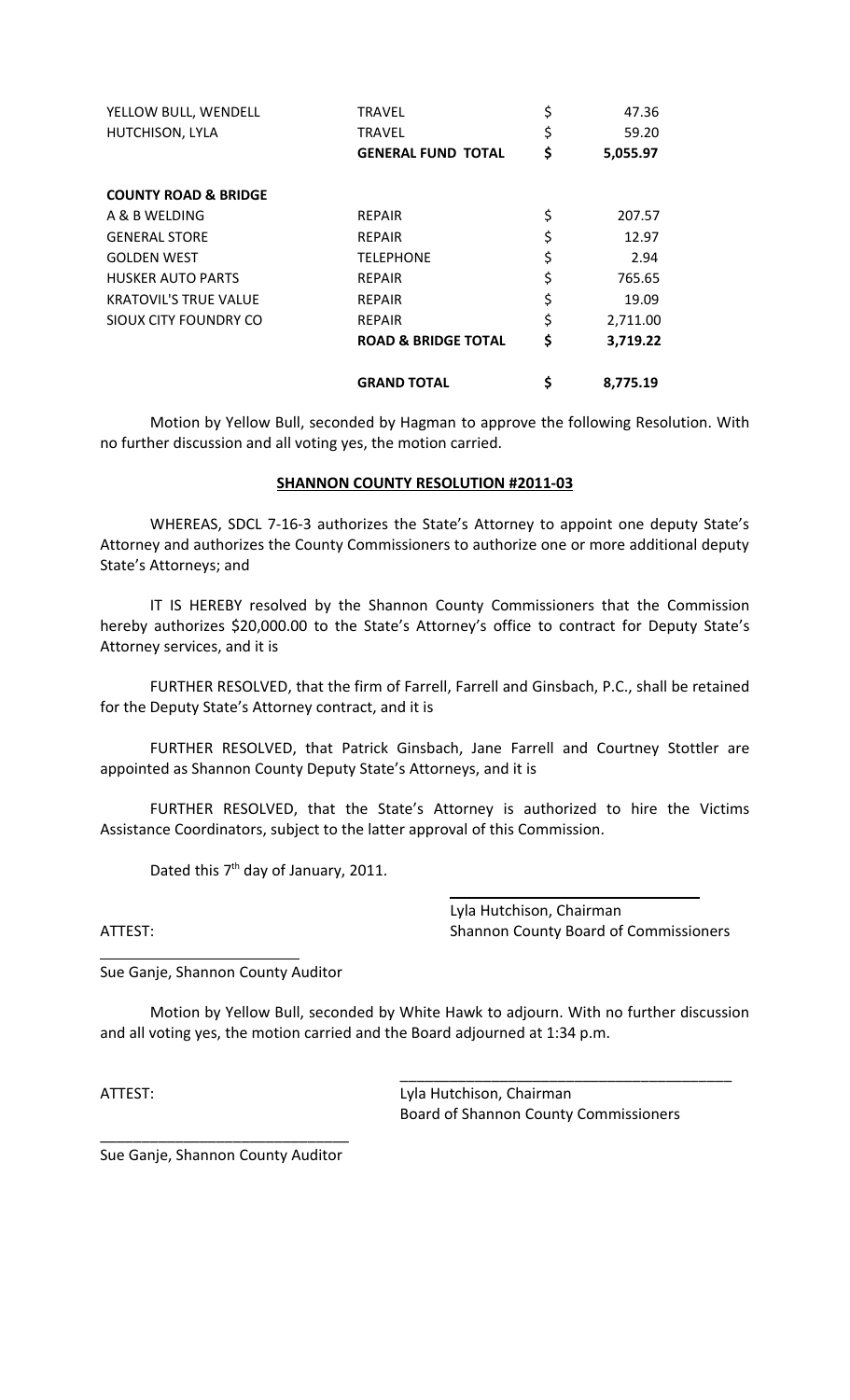| | | | |
|---|---|---|---|
| YELLOW BULL, WENDELL | TRAVEL | $ | 47.36 |
| HUTCHISON, LYLA | TRAVEL | $ | 59.20 |
| | **GENERAL FUND TOTAL** | **$** | **5,055.97** |
| | | | |
| **COUNTY ROAD & BRIDGE** | | | |
| A & B WELDING | REPAIR | $ | 207.57 |
| GENERAL STORE | REPAIR | $ | 12.97 |
| GOLDEN WEST | TELEPHONE | $ | 2.94 |
| HUSKER AUTO PARTS | REPAIR | $ | 765.65 |
| KRATOVIL'S TRUE VALUE | REPAIR | $ | 19.09 |
| SIOUX CITY FOUNDRY CO | REPAIR | $ | 2,711.00 |
| | **ROAD & BRIDGE TOTAL** | **$** | **3,719.22** |
| | | | |
| | **GRAND TOTAL** | **$** | **8,775.19** |

Motion by Yellow Bull, seconded by Hagman to approve the following Resolution. With no further discussion and all voting yes, the motion carried.

**SHANNON COUNTY RESOLUTION #2011-03**

WHEREAS, SDCL 7-16-3 authorizes the State's Attorney to appoint one deputy State's Attorney and authorizes the County Commissioners to authorize one or more additional deputy State's Attorneys; and

IT IS HEREBY resolved by the Shannon County Commissioners that the Commission hereby authorizes $20,000.00 to the State's Attorney's office to contract for Deputy State's Attorney services, and it is

FURTHER RESOLVED, that the firm of Farrell, Farrell and Ginsbach, P.C., shall be retained for the Deputy State's Attorney contract, and it is

FURTHER RESOLVED, that Patrick Ginsbach, Jane Farrell and Courtney Stottler are appointed as Shannon County Deputy State's Attorneys, and it is

FURTHER RESOLVED, that the State's Attorney is authorized to hire the Victims Assistance Coordinators, subject to the latter approval of this Commission.

Dated this 7th day of January, 2011.

Lyla Hutchison, Chairman
Shannon County Board of Commissioners

ATTEST:

Sue Ganje, Shannon County Auditor

Motion by Yellow Bull, seconded by White Hawk to adjourn. With no further discussion and all voting yes, the motion carried and the Board adjourned at 1:34 p.m.

ATTEST:

Lyla Hutchison, Chairman
Board of Shannon County Commissioners

Sue Ganje, Shannon County Auditor